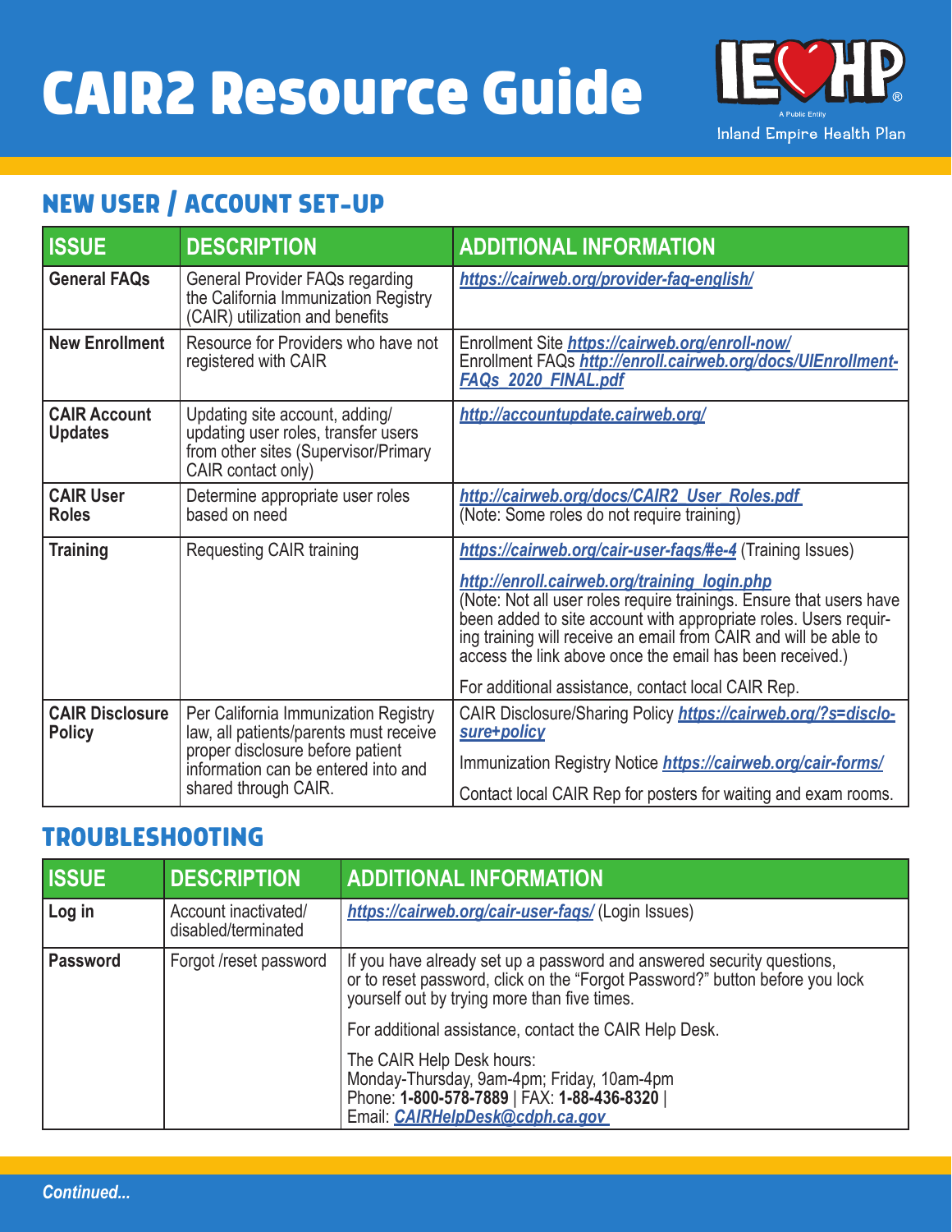# CAIR2 Resource Guide

IEHP — A Public Entity — Inland Empire Health Plan

## NEW USER / ACCOUNT SET-UP

| ISSUE | DESCRIPTION | ADDITIONAL INFORMATION |
|---|---|---|
| **General FAQs** | General Provider FAQs regarding the California Immunization Registry (CAIR) utilization and benefits | ***https://cairweb.org/provider-faq-english/*** |
| **New Enrollment** | Resource for Providers who have not registered with CAIR | Enrollment Site ***https://cairweb.org/enroll-now/*** Enrollment FAQs ***http://enroll.cairweb.org/docs/UIEnrollment-FAQs_2020_FINAL.pdf*** |
| **CAIR Account Updates** | Updating site account, adding/ updating user roles, transfer users from other sites (Supervisor/Primary CAIR contact only) | ***http://accountupdate.cairweb.org/*** |
| **CAIR User Roles** | Determine appropriate user roles based on need | ***http://cairweb.org/docs/CAIR2_User_Roles.pdf*** (Note: Some roles do not require training) |
| **Training** | Requesting CAIR training | ***https://cairweb.org/cair-user-faqs/#e-4*** (Training Issues)<br><br>***http://enroll.cairweb.org/training_login.php*** (Note: Not all user roles require trainings. Ensure that users have been added to site account with appropriate roles. Users requiring training will receive an email from CAIR and will be able to access the link above once the email has been received.)<br><br>For additional assistance, contact local CAIR Rep. |
| **CAIR Disclosure Policy** | Per California Immunization Registry law, all patients/parents must receive proper disclosure before patient information can be entered into and shared through CAIR. | CAIR Disclosure/Sharing Policy ***https://cairweb.org/?s=disclosure+policy***<br><br>Immunization Registry Notice ***https://cairweb.org/cair-forms/***<br><br>Contact local CAIR Rep for posters for waiting and exam rooms. |

## TROUBLESHOOTING

| ISSUE | DESCRIPTION | ADDITIONAL INFORMATION |
|---|---|---|
| **Log in** | Account inactivated/ disabled/terminated | ***https://cairweb.org/cair-user-faqs/*** (Login Issues) |
| **Password** | Forgot /reset password | If you have already set up a password and answered security questions, or to reset password, click on the "Forgot Password?" button before you lock yourself out by trying more than five times.<br><br>For additional assistance, contact the CAIR Help Desk.<br><br>The CAIR Help Desk hours: Monday-Thursday, 9am-4pm; Friday, 10am-4pm Phone: **1-800-578-7889** \| FAX: **1-88-436-8320** \| Email: ***CAIRHelpDesk@cdph.ca.gov*** |

*Continued...*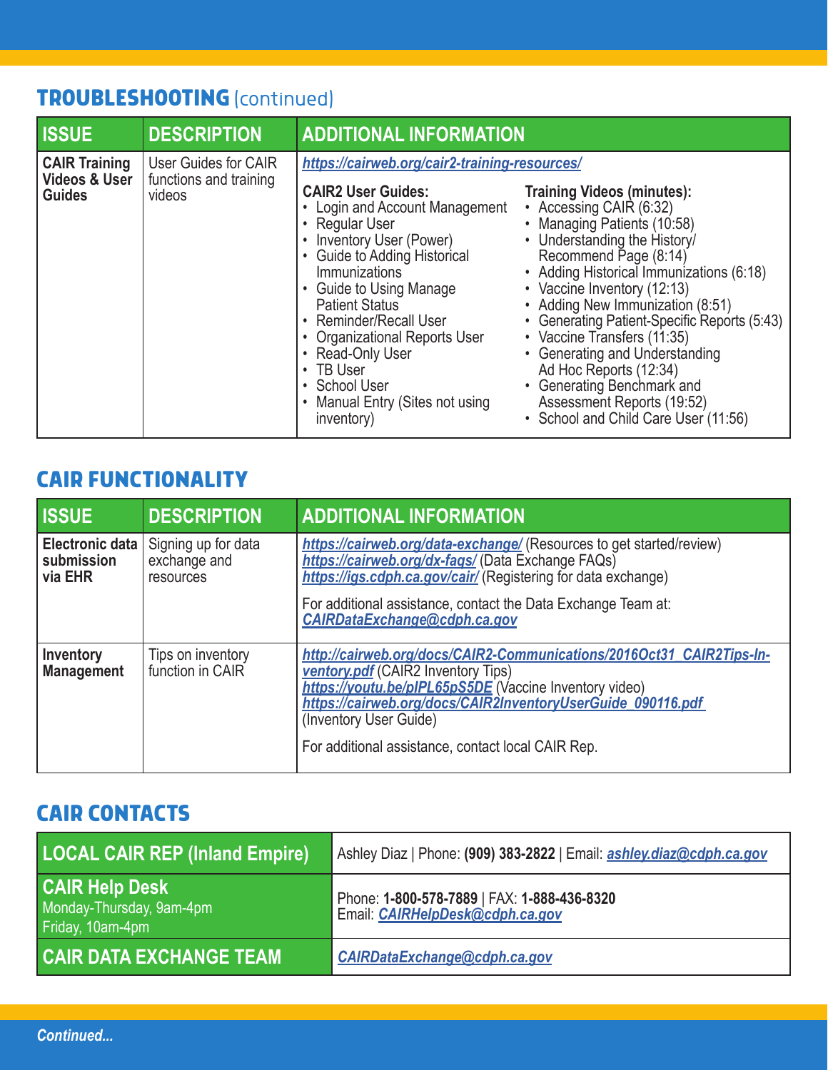## TROUBLESHOOTING (continued)

| ISSUE | DESCRIPTION | ADDITIONAL INFORMATION |
|---|---|---|
| **CAIR Training Videos & User Guides** | User Guides for CAIR functions and training videos | ***https://cairweb.org/cair2-training-resources/***<br><br>**CAIR2 User Guides:**<br>• Login and Account Management<br>• Regular User<br>• Inventory User (Power)<br>• Guide to Adding Historical Immunizations<br>• Guide to Using Manage Patient Status<br>• Reminder/Recall User<br>• Organizational Reports User<br>• Read-Only User<br>• TB User<br>• School User<br>• Manual Entry (Sites not using inventory)<br><br>**Training Videos (minutes):**<br>• Accessing CAIR (6:32)<br>• Managing Patients (10:58)<br>• Understanding the History/ Recommend Page (8:14)<br>• Adding Historical Immunizations (6:18)<br>• Vaccine Inventory (12:13)<br>• Adding New Immunization (8:51)<br>• Generating Patient-Specific Reports (5:43)<br>• Vaccine Transfers (11:35)<br>• Generating and Understanding Ad Hoc Reports (12:34)<br>• Generating Benchmark and Assessment Reports (19:52)<br>• School and Child Care User (11:56) |

## CAIR FUNCTIONALITY

| ISSUE | DESCRIPTION | ADDITIONAL INFORMATION |
|---|---|---|
| **Electronic data submission via EHR** | Signing up for data exchange and resources | ***https://cairweb.org/data-exchange/*** (Resources to get started/review)<br>***https://cairweb.org/dx-faqs/*** (Data Exchange FAQs)<br>***https://igs.cdph.ca.gov/cair/*** (Registering for data exchange)<br><br>For additional assistance, contact the Data Exchange Team at: ***CAIRDataExchange@cdph.ca.gov*** |
| **Inventory Management** | Tips on inventory function in CAIR | ***http://cairweb.org/docs/CAIR2-Communications/2016Oct31_CAIR2Tips-Inventory.pdf*** (CAIR2 Inventory Tips)<br>***https://youtu.be/pIPL65pS5DE*** (Vaccine Inventory video)<br>***https://cairweb.org/docs/CAIR2InventoryUserGuide_090116.pdf*** (Inventory User Guide)<br><br>For additional assistance, contact local CAIR Rep. |

## CAIR CONTACTS

| | |
|---|---|
| **LOCAL CAIR REP (Inland Empire)** | Ashley Diaz \| Phone: **(909) 383-2822** \| Email: ***ashley.diaz@cdph.ca.gov*** |
| **CAIR Help Desk**<br>Monday-Thursday, 9am-4pm<br>Friday, 10am-4pm | Phone: **1-800-578-7889** \| FAX: **1-888-436-8320**<br>Email: ***CAIRHelpDesk@cdph.ca.gov*** |
| **CAIR DATA EXCHANGE TEAM** | ***CAIRDataExchange@cdph.ca.gov*** |

*Continued...*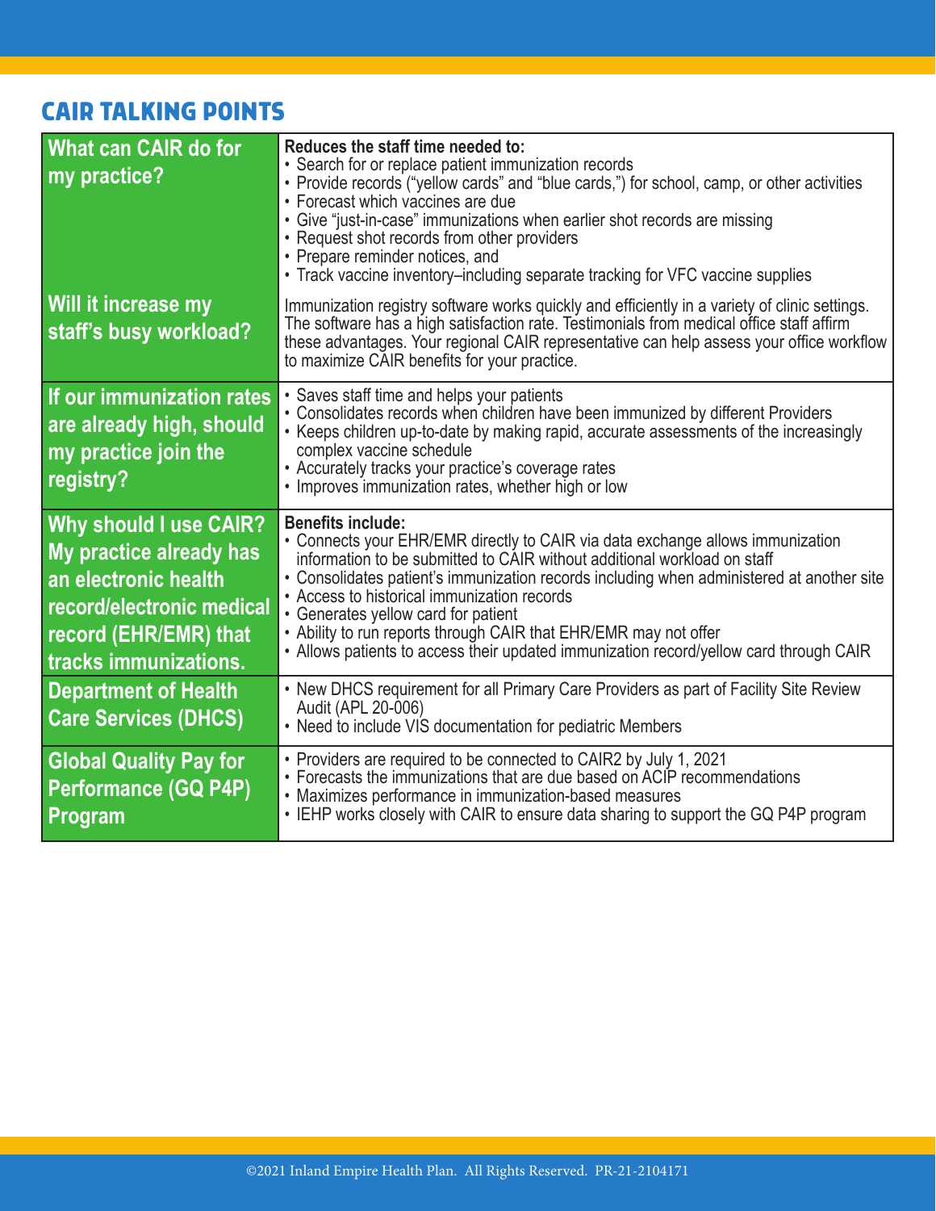## CAIR TALKING POINTS

| | |
|---|---|
| **What can CAIR do for my practice?** | **Reduces the staff time needed to:**<br>• Search for or replace patient immunization records<br>• Provide records ("yellow cards" and "blue cards,") for school, camp, or other activities<br>• Forecast which vaccines are due<br>• Give "just-in-case" immunizations when earlier shot records are missing<br>• Request shot records from other providers<br>• Prepare reminder notices, and<br>• Track vaccine inventory–including separate tracking for VFC vaccine supplies |
| **Will it increase my staff's busy workload?** | Immunization registry software works quickly and efficiently in a variety of clinic settings. The software has a high satisfaction rate. Testimonials from medical office staff affirm these advantages. Your regional CAIR representative can help assess your office workflow to maximize CAIR benefits for your practice. |
| **If our immunization rates are already high, should my practice join the registry?** | • Saves staff time and helps your patients<br>• Consolidates records when children have been immunized by different Providers<br>• Keeps children up-to-date by making rapid, accurate assessments of the increasingly complex vaccine schedule<br>• Accurately tracks your practice's coverage rates<br>• Improves immunization rates, whether high or low |
| **Why should I use CAIR? My practice already has an electronic health record/electronic medical record (EHR/EMR) that tracks immunizations.** | **Benefits include:**<br>• Connects your EHR/EMR directly to CAIR via data exchange allows immunization information to be submitted to CAIR without additional workload on staff<br>• Consolidates patient's immunization records including when administered at another site<br>• Access to historical immunization records<br>• Generates yellow card for patient<br>• Ability to run reports through CAIR that EHR/EMR may not offer<br>• Allows patients to access their updated immunization record/yellow card through CAIR |
| **Department of Health Care Services (DHCS)** | • New DHCS requirement for all Primary Care Providers as part of Facility Site Review Audit (APL 20-006)<br>• Need to include VIS documentation for pediatric Members |
| **Global Quality Pay for Performance (GQ P4P) Program** | • Providers are required to be connected to CAIR2 by July 1, 2021<br>• Forecasts the immunizations that are due based on ACIP recommendations<br>• Maximizes performance in immunization-based measures<br>• IEHP works closely with CAIR to ensure data sharing to support the GQ P4P program |

©2021 Inland Empire Health Plan. All Rights Reserved. PR-21-2104171